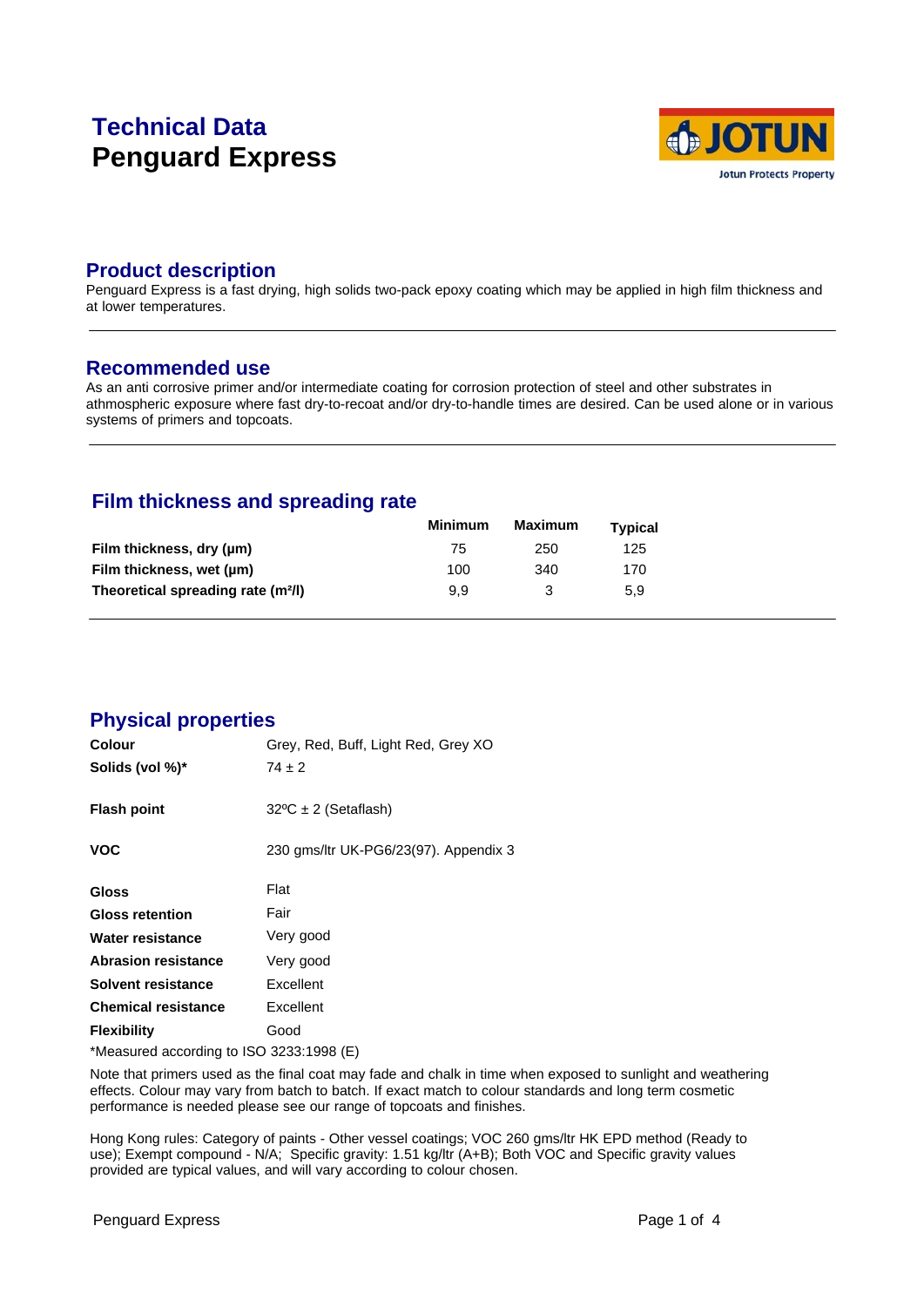# Technical Data
# Penguard Express

## Product description

Penguard Express is a fast drying, high solids two-pack epoxy coating which may be applied in high film thickness and at lower temperatures.

## Recommended use

As an anti corrosive primer and/or intermediate coating for corrosion protection of steel and other substrates in athmospheric exposure where fast dry-to-recoat and/or dry-to-handle times are desired. Can be used alone or in various systems of primers and topcoats.

## Film thickness and spreading rate

| | Minimum | Maximum | Typical |
|---|---|---|---|
| **Film thickness, dry (µm)** | 75 | 250 | 125 |
| **Film thickness, wet (µm)** | 100 | 340 | 170 |
| **Theoretical spreading rate (m²/l)** | 9,9 | 3 | 5,9 |

## Physical properties

| | |
|---|---|
| **Colour** | Grey, Red, Buff, Light Red, Grey XO |
| **Solids (vol %)*** | 74 ± 2 |
| **Flash point** | 32ºC ± 2 (Setaflash) |
| **VOC** | 230 gms/ltr UK-PG6/23(97). Appendix 3 |
| **Gloss** | Flat |
| **Gloss retention** | Fair |
| **Water resistance** | Very good |
| **Abrasion resistance** | Very good |
| **Solvent resistance** | Excellent |
| **Chemical resistance** | Excellent |
| **Flexibility** | Good |

*Measured according to ISO 3233:1998 (E)

Note that primers used as the final coat may fade and chalk in time when exposed to sunlight and weathering effects. Colour may vary from batch to batch. If exact match to colour standards and long term cosmetic performance is needed please see our range of topcoats and finishes.

Hong Kong rules: Category of paints - Other vessel coatings; VOC 260 gms/ltr HK EPD method (Ready to use); Exempt compound - N/A; Specific gravity: 1.51 kg/ltr (A+B); Both VOC and Specific gravity values provided are typical values, and will vary according to colour chosen.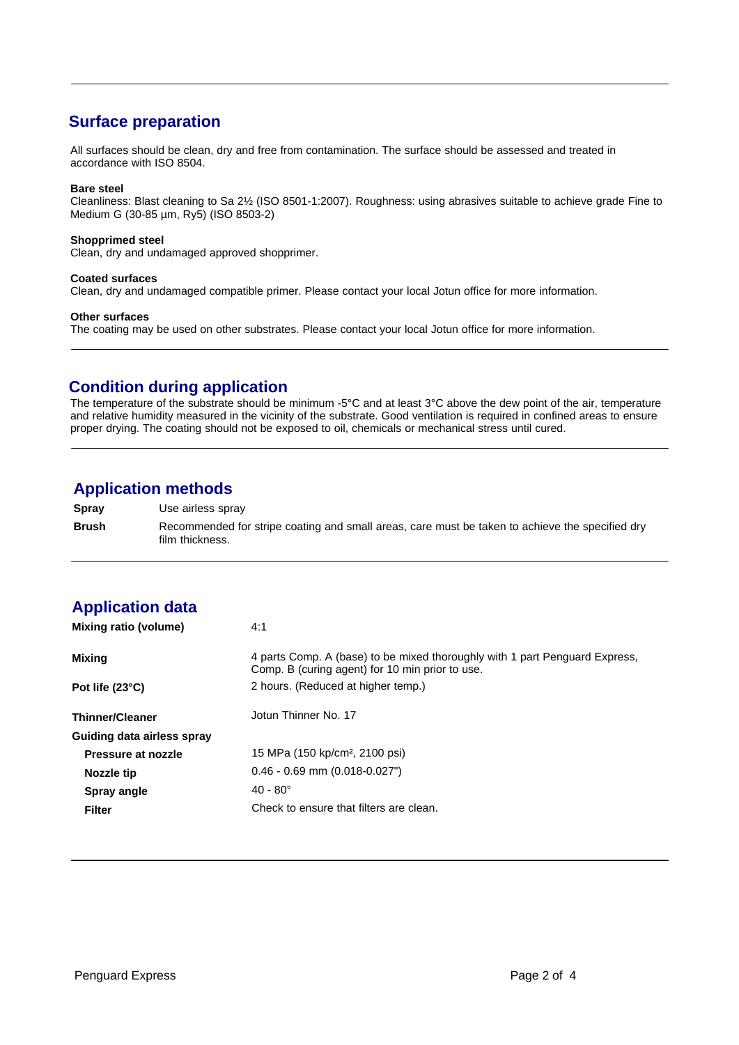## Surface preparation

All surfaces should be clean, dry and free from contamination. The surface should be assessed and treated in accordance with ISO 8504.

**Bare steel**
Cleanliness: Blast cleaning to Sa 2½ (ISO 8501-1:2007). Roughness: using abrasives suitable to achieve grade Fine to Medium G (30-85 µm, Ry5) (ISO 8503-2)

**Shopprimed steel**
Clean, dry and undamaged approved shopprimer.

**Coated surfaces**
Clean, dry and undamaged compatible primer. Please contact your local Jotun office for more information.

**Other surfaces**
The coating may be used on other substrates. Please contact your local Jotun office for more information.

## Condition during application

The temperature of the substrate should be minimum -5°C and at least 3°C above the dew point of the air, temperature and relative humidity measured in the vicinity of the substrate. Good ventilation is required in confined areas to ensure proper drying. The coating should not be exposed to oil, chemicals or mechanical stress until cured.

## Application methods

| | |
|---|---|
| **Spray** | Use airless spray |
| **Brush** | Recommended for stripe coating and small areas, care must be taken to achieve the specified dry film thickness. |

## Application data

| | |
|---|---|
| **Mixing ratio (volume)** | 4:1 |
| **Mixing** | 4 parts Comp. A (base) to be mixed thoroughly with 1 part Penguard Express, Comp. B (curing agent) for 10 min prior to use. |
| **Pot life (23°C)** | 2 hours. (Reduced at higher temp.) |
| **Thinner/Cleaner** | Jotun Thinner No. 17 |
| **Guiding data airless spray** | |
| **Pressure at nozzle** | 15 MPa (150 kp/cm², 2100 psi) |
| **Nozzle tip** | 0.46 - 0.69 mm (0.018-0.027") |
| **Spray angle** | 40 - 80° |
| **Filter** | Check to ensure that filters are clean. |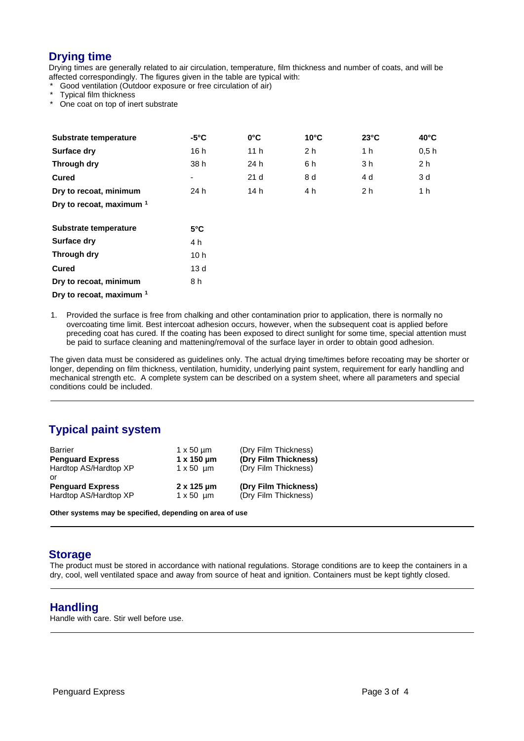## Drying time

Drying times are generally related to air circulation, temperature, film thickness and number of coats, and will be affected correspondingly. The figures given in the table are typical with:

- Good ventilation (Outdoor exposure or free circulation of air)
- Typical film thickness
- One coat on top of inert substrate

| Substrate temperature | -5°C | 0°C | 10°C | 23°C | 40°C |
|---|---|---|---|---|---|
| Surface dry | 16 h | 11 h | 2 h | 1 h | 0,5 h |
| Through dry | 38 h | 24 h | 6 h | 3 h | 2 h |
| Cured | - | 21 d | 8 d | 4 d | 3 d |
| Dry to recoat, minimum | 24 h | 14 h | 4 h | 2 h | 1 h |
| Dry to recoat, maximum [1] | | | | | |

| Substrate temperature | 5°C |
|---|---|
| Surface dry | 4 h |
| Through dry | 10 h |
| Cured | 13 d |
| Dry to recoat, minimum | 8 h |
| Dry to recoat, maximum [1] | |

1. Provided the surface is free from chalking and other contamination prior to application, there is normally no overcoating time limit. Best intercoat adhesion occurs, however, when the subsequent coat is applied before preceding coat has cured. If the coating has been exposed to direct sunlight for some time, special attention must be paid to surface cleaning and mattening/removal of the surface layer in order to obtain good adhesion.

The given data must be considered as guidelines only. The actual drying time/times before recoating may be shorter or longer, depending on film thickness, ventilation, humidity, underlying paint system, requirement for early handling and mechanical strength etc. A complete system can be described on a system sheet, where all parameters and special conditions could be included.

## Typical paint system

| | | |
|---|---|---|
| Barrier | 1 x 50 µm | (Dry Film Thickness) |
| **Penguard Express** | **1 x 150 µm** | **(Dry Film Thickness)** |
| Hardtop AS/Hardtop XP | 1 x 50 µm | (Dry Film Thickness) |
| or | | |
| **Penguard Express** | **2 x 125 µm** | **(Dry Film Thickness)** |
| Hardtop AS/Hardtop XP | 1 x 50 µm | (Dry Film Thickness) |

**Other systems may be specified, depending on area of use**

## Storage

The product must be stored in accordance with national regulations. Storage conditions are to keep the containers in a dry, cool, well ventilated space and away from source of heat and ignition. Containers must be kept tightly closed.

## Handling

Handle with care. Stir well before use.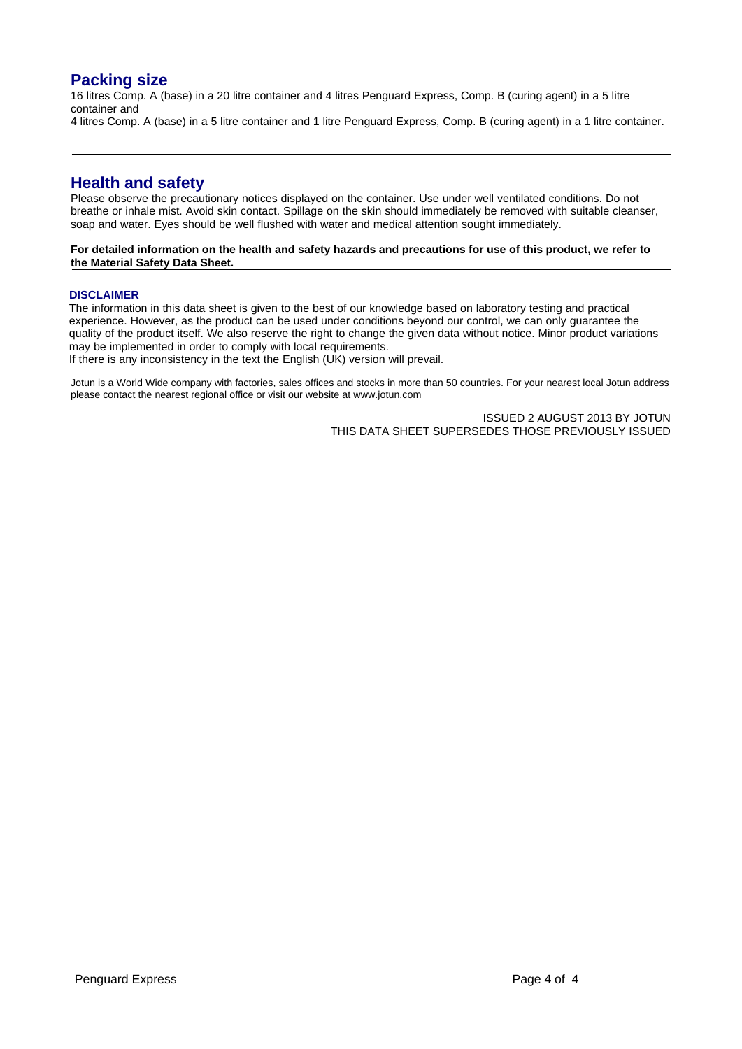## Packing size

16 litres Comp. A (base) in a 20 litre container and 4 litres Penguard Express, Comp. B (curing agent) in a 5 litre container and

4 litres Comp. A (base) in a 5 litre container and 1 litre Penguard Express, Comp. B (curing agent) in a 1 litre container.

---

## Health and safety

Please observe the precautionary notices displayed on the container. Use under well ventilated conditions. Do not breathe or inhale mist. Avoid skin contact. Spillage on the skin should immediately be removed with suitable cleanser, soap and water. Eyes should be well flushed with water and medical attention sought immediately.

**For detailed information on the health and safety hazards and precautions for use of this product, we refer to the Material Safety Data Sheet.**

---

#### DISCLAIMER

The information in this data sheet is given to the best of our knowledge based on laboratory testing and practical experience. However, as the product can be used under conditions beyond our control, we can only guarantee the quality of the product itself. We also reserve the right to change the given data without notice. Minor product variations may be implemented in order to comply with local requirements.
If there is any inconsistency in the text the English (UK) version will prevail.

Jotun is a World Wide company with factories, sales offices and stocks in more than 50 countries. For your nearest local Jotun address please contact the nearest regional office or visit our website at www.jotun.com

ISSUED 2 AUGUST 2013 BY JOTUN
THIS DATA SHEET SUPERSEDES THOSE PREVIOUSLY ISSUED